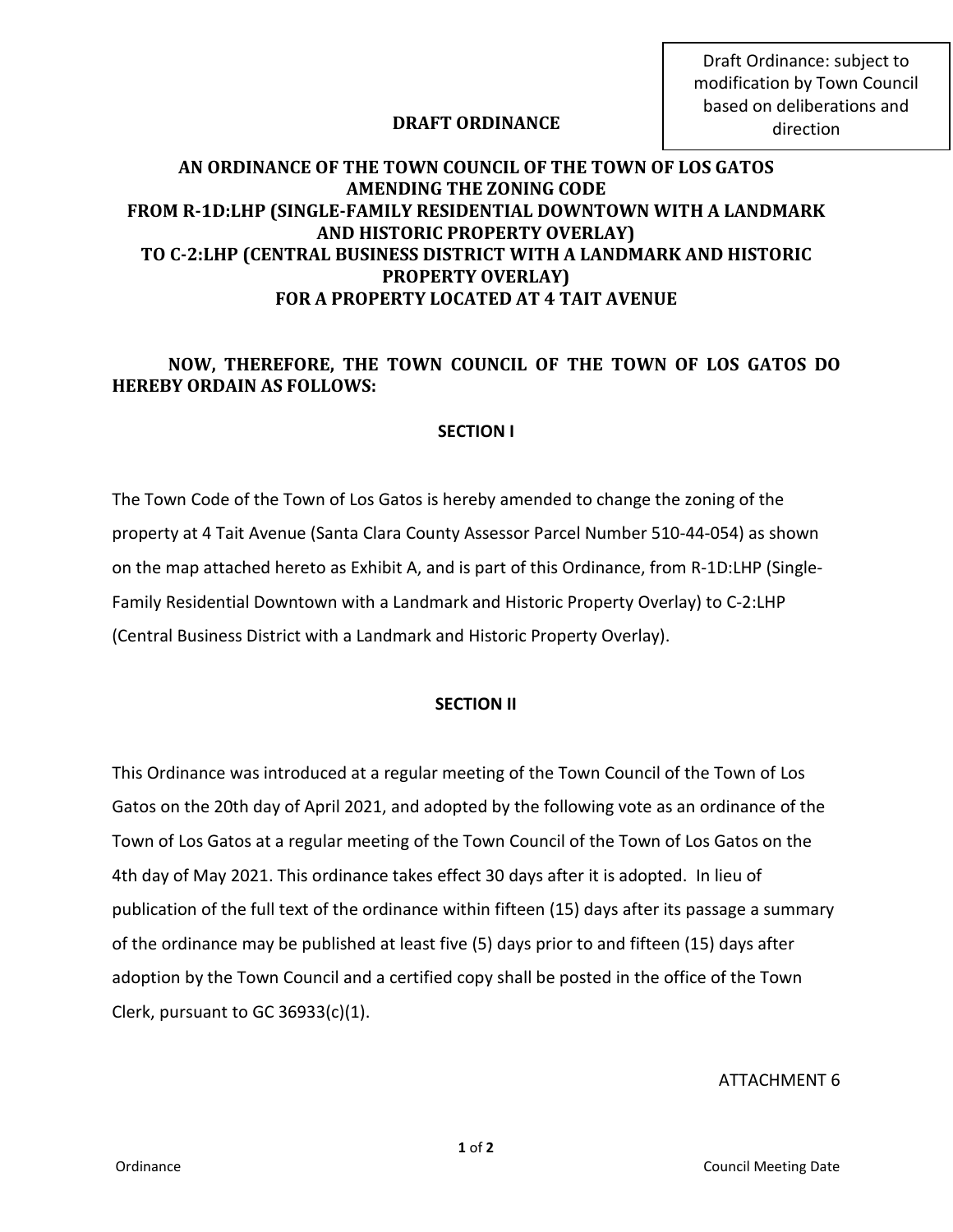Draft Ordinance: subject to modification by Town Council based on deliberations and direction

**DRAFT ORDINANCE**

# AN ORDINANCE OF THE TOWN COUNCIL OF THE TOWN OF LOS GATOS AMENDING THE ZONING CODE FROM R-1D:LHP (SINGLE-FAMILY RESIDENTIAL DOWNTOWN WITH A LANDMARK AND HISTORIC PROPERTY OVERLAY) TO C-2:LHP (CENTRAL BUSINESS DISTRICT WITH A LANDMARK AND HISTORIC PROPERTY OVERLAY) FOR A PROPERTY LOCATED AT 4 TAIT AVENUE

**NOW, THEREFORE, THE TOWN COUNCIL OF THE TOWN OF LOS GATOS DO HEREBY ORDAIN AS FOLLOWS:**

## SECTION I

The Town Code of the Town of Los Gatos is hereby amended to change the zoning of the property at 4 Tait Avenue (Santa Clara County Assessor Parcel Number 510-44-054) as shown on the map attached hereto as Exhibit A, and is part of this Ordinance, from R-1D:LHP (Single-Family Residential Downtown with a Landmark and Historic Property Overlay) to C-2:LHP (Central Business District with a Landmark and Historic Property Overlay).

## SECTION II

This Ordinance was introduced at a regular meeting of the Town Council of the Town of Los Gatos on the 20th day of April 2021, and adopted by the following vote as an ordinance of the Town of Los Gatos at a regular meeting of the Town Council of the Town of Los Gatos on the 4th day of May 2021. This ordinance takes effect 30 days after it is adopted. In lieu of publication of the full text of the ordinance within fifteen (15) days after its passage a summary of the ordinance may be published at least five (5) days prior to and fifteen (15) days after adoption by the Town Council and a certified copy shall be posted in the office of the Town Clerk, pursuant to GC 36933(c)(1).

ATTACHMENT 6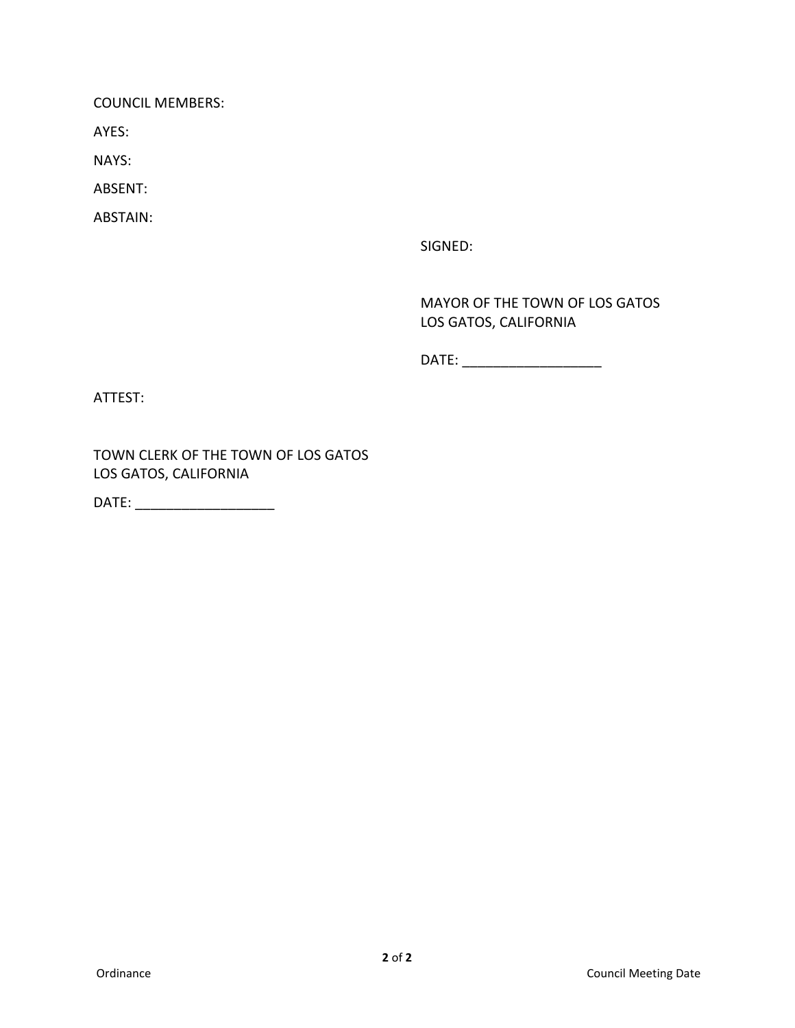COUNCIL MEMBERS:

AYES:

NAYS:

ABSENT:

ABSTAIN:

SIGNED:

MAYOR OF THE TOWN OF LOS GATOS
LOS GATOS, CALIFORNIA

DATE: __________________

ATTEST:

TOWN CLERK OF THE TOWN OF LOS GATOS
LOS GATOS, CALIFORNIA

DATE: __________________